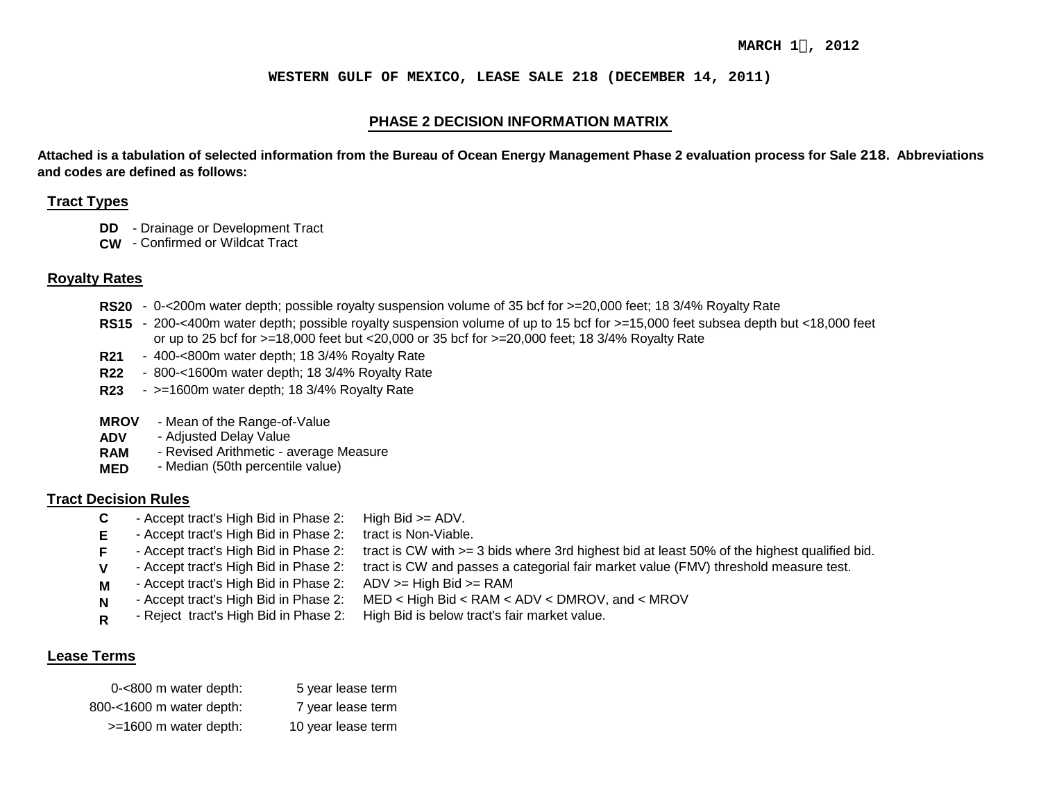MARCH 1, 2012

**WESTERN GULF OF MEXICO, LEASE SALE 218 (DECEMBER 14, 2011)**

## PHASE 2 DECISION INFORMATION MATRIX

**Attached is a tabulation of selected information from the Bureau of Ocean Energy Management Phase 2 evaluation process for Sale 218. Abbreviations and codes are defined as follows:**

### Tract Types

- **DD** - Drainage or Development Tract
- **CW** - Confirmed or Wildcat Tract

### Royalty Rates

- **RS20** - 0-<200m water depth; possible royalty suspension volume of 35 bcf for >=20,000 feet; 18 3/4% Royalty Rate
- **RS15** - 200-<400m water depth; possible royalty suspension volume of up to 15 bcf for >=15,000 feet subsea depth but <18,000 feet or up to 25 bcf for >=18,000 feet but <20,000 or 35 bcf for >=20,000 feet; 18 3/4% Royalty Rate
- **R21** - 400-<800m water depth; 18 3/4% Royalty Rate
- **R22** - 800-<1600m water depth; 18 3/4% Royalty Rate
- **R23** - >=1600m water depth; 18 3/4% Royalty Rate

- **MROV** - Mean of the Range-of-Value
- **ADV** - Adjusted Delay Value
- **RAM** - Revised Arithmetic - average Measure
- **MED** - Median (50th percentile value)

### Tract Decision Rules

| | | |
|---|---|---|
| **C** | - Accept tract's High Bid in Phase 2: | High Bid >= ADV. |
| **E** | - Accept tract's High Bid in Phase 2: | tract is Non-Viable. |
| **F** | - Accept tract's High Bid in Phase 2: | tract is CW with >= 3 bids where 3rd highest bid at least 50% of the highest qualified bid. |
| **V** | - Accept tract's High Bid in Phase 2: | tract is CW and passes a categorial fair market value (FMV) threshold measure test. |
| **M** | - Accept tract's High Bid in Phase 2: | ADV >= High Bid >= RAM |
| **N** | - Accept tract's High Bid in Phase 2: | MED < High Bid < RAM < ADV < DMROV, and < MROV |
| **R** | - Reject tract's High Bid in Phase 2: | High Bid is below tract's fair market value. |

### Lease Terms

| | |
|---|---|
| 0-<800 m water depth: | 5 year lease term |
| 800-<1600 m water depth: | 7 year lease term |
| >=1600 m water depth: | 10 year lease term |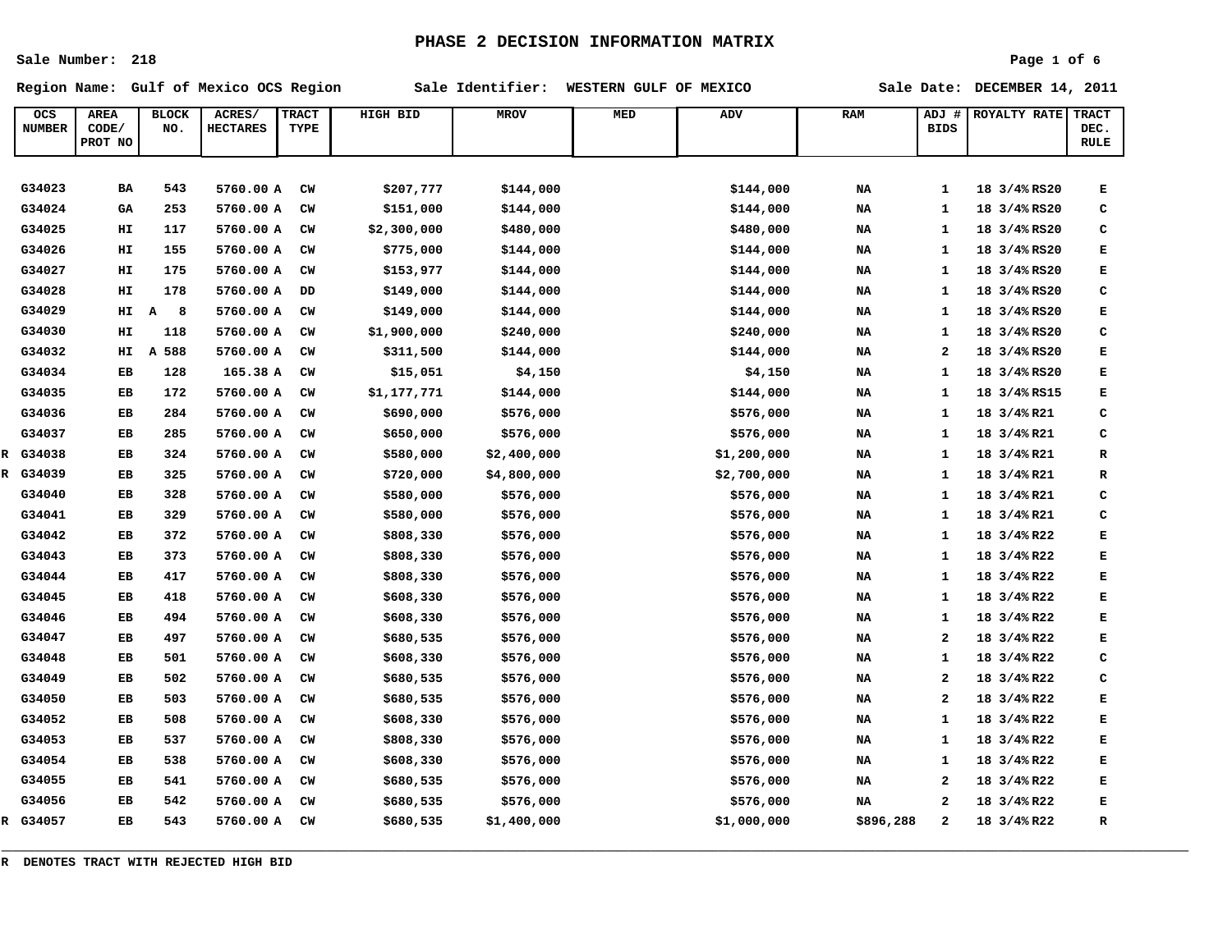# PHASE 2 DECISION INFORMATION MATRIX

Sale Number: 218

Region Name: Gulf of Mexico OCS Region   Sale Identifier: WESTERN GULF OF MEXICO   Sale Date: DECEMBER 14, 2011

| | OCS NUMBER | AREA CODE/ PROT NO | BLOCK NO. | ACRES/ HECTARES | TRACT TYPE | HIGH BID | MROV | MED | ADV | RAM | ADJ # BIDS | ROYALTY RATE | TRACT DEC. RULE |
|---|---|---|---|---|---|---|---|---|---|---|---|---|---|
| | G34023 | BA | 543 | 5760.00 A | CW | $207,777 | $144,000 | | $144,000 | NA | 1 | 18 3/4% RS20 | E |
| | G34024 | GA | 253 | 5760.00 A | CW | $151,000 | $144,000 | | $144,000 | NA | 1 | 18 3/4% RS20 | C |
| | G34025 | HI | 117 | 5760.00 A | CW | $2,300,000 | $480,000 | | $480,000 | NA | 1 | 18 3/4% RS20 | C |
| | G34026 | HI | 155 | 5760.00 A | CW | $775,000 | $144,000 | | $144,000 | NA | 1 | 18 3/4% RS20 | E |
| | G34027 | HI | 175 | 5760.00 A | CW | $153,977 | $144,000 | | $144,000 | NA | 1 | 18 3/4% RS20 | E |
| | G34028 | HI | 178 | 5760.00 A | DD | $149,000 | $144,000 | | $144,000 | NA | 1 | 18 3/4% RS20 | C |
| | G34029 | HI | A 8 | 5760.00 A | CW | $149,000 | $144,000 | | $144,000 | NA | 1 | 18 3/4% RS20 | E |
| | G34030 | HI | 118 | 5760.00 A | CW | $1,900,000 | $240,000 | | $240,000 | NA | 1 | 18 3/4% RS20 | C |
| | G34032 | HI | A 588 | 5760.00 A | CW | $311,500 | $144,000 | | $144,000 | NA | 2 | 18 3/4% RS20 | E |
| | G34034 | EB | 128 | 165.38 A | CW | $15,051 | $4,150 | | $4,150 | NA | 1 | 18 3/4% RS20 | E |
| | G34035 | EB | 172 | 5760.00 A | CW | $1,177,771 | $144,000 | | $144,000 | NA | 1 | 18 3/4% RS15 | E |
| | G34036 | EB | 284 | 5760.00 A | CW | $690,000 | $576,000 | | $576,000 | NA | 1 | 18 3/4% R21 | C |
| | G34037 | EB | 285 | 5760.00 A | CW | $650,000 | $576,000 | | $576,000 | NA | 1 | 18 3/4% R21 | C |
| R | G34038 | EB | 324 | 5760.00 A | CW | $580,000 | $2,400,000 | | $1,200,000 | NA | 1 | 18 3/4% R21 | R |
| R | G34039 | EB | 325 | 5760.00 A | CW | $720,000 | $4,800,000 | | $2,700,000 | NA | 1 | 18 3/4% R21 | R |
| | G34040 | EB | 328 | 5760.00 A | CW | $580,000 | $576,000 | | $576,000 | NA | 1 | 18 3/4% R21 | C |
| | G34041 | EB | 329 | 5760.00 A | CW | $580,000 | $576,000 | | $576,000 | NA | 1 | 18 3/4% R21 | C |
| | G34042 | EB | 372 | 5760.00 A | CW | $808,330 | $576,000 | | $576,000 | NA | 1 | 18 3/4% R22 | E |
| | G34043 | EB | 373 | 5760.00 A | CW | $808,330 | $576,000 | | $576,000 | NA | 1 | 18 3/4% R22 | E |
| | G34044 | EB | 417 | 5760.00 A | CW | $808,330 | $576,000 | | $576,000 | NA | 1 | 18 3/4% R22 | E |
| | G34045 | EB | 418 | 5760.00 A | CW | $608,330 | $576,000 | | $576,000 | NA | 1 | 18 3/4% R22 | E |
| | G34046 | EB | 494 | 5760.00 A | CW | $608,330 | $576,000 | | $576,000 | NA | 1 | 18 3/4% R22 | E |
| | G34047 | EB | 497 | 5760.00 A | CW | $680,535 | $576,000 | | $576,000 | NA | 2 | 18 3/4% R22 | E |
| | G34048 | EB | 501 | 5760.00 A | CW | $608,330 | $576,000 | | $576,000 | NA | 1 | 18 3/4% R22 | C |
| | G34049 | EB | 502 | 5760.00 A | CW | $680,535 | $576,000 | | $576,000 | NA | 2 | 18 3/4% R22 | C |
| | G34050 | EB | 503 | 5760.00 A | CW | $680,535 | $576,000 | | $576,000 | NA | 2 | 18 3/4% R22 | E |
| | G34052 | EB | 508 | 5760.00 A | CW | $608,330 | $576,000 | | $576,000 | NA | 1 | 18 3/4% R22 | E |
| | G34053 | EB | 537 | 5760.00 A | CW | $808,330 | $576,000 | | $576,000 | NA | 1 | 18 3/4% R22 | E |
| | G34054 | EB | 538 | 5760.00 A | CW | $608,330 | $576,000 | | $576,000 | NA | 1 | 18 3/4% R22 | E |
| | G34055 | EB | 541 | 5760.00 A | CW | $680,535 | $576,000 | | $576,000 | NA | 2 | 18 3/4% R22 | E |
| | G34056 | EB | 542 | 5760.00 A | CW | $680,535 | $576,000 | | $576,000 | NA | 2 | 18 3/4% R22 | E |
| R | G34057 | EB | 543 | 5760.00 A | CW | $680,535 | $1,400,000 | | $1,000,000 | $896,288 | 2 | 18 3/4% R22 | R |

R DENOTES TRACT WITH REJECTED HIGH BID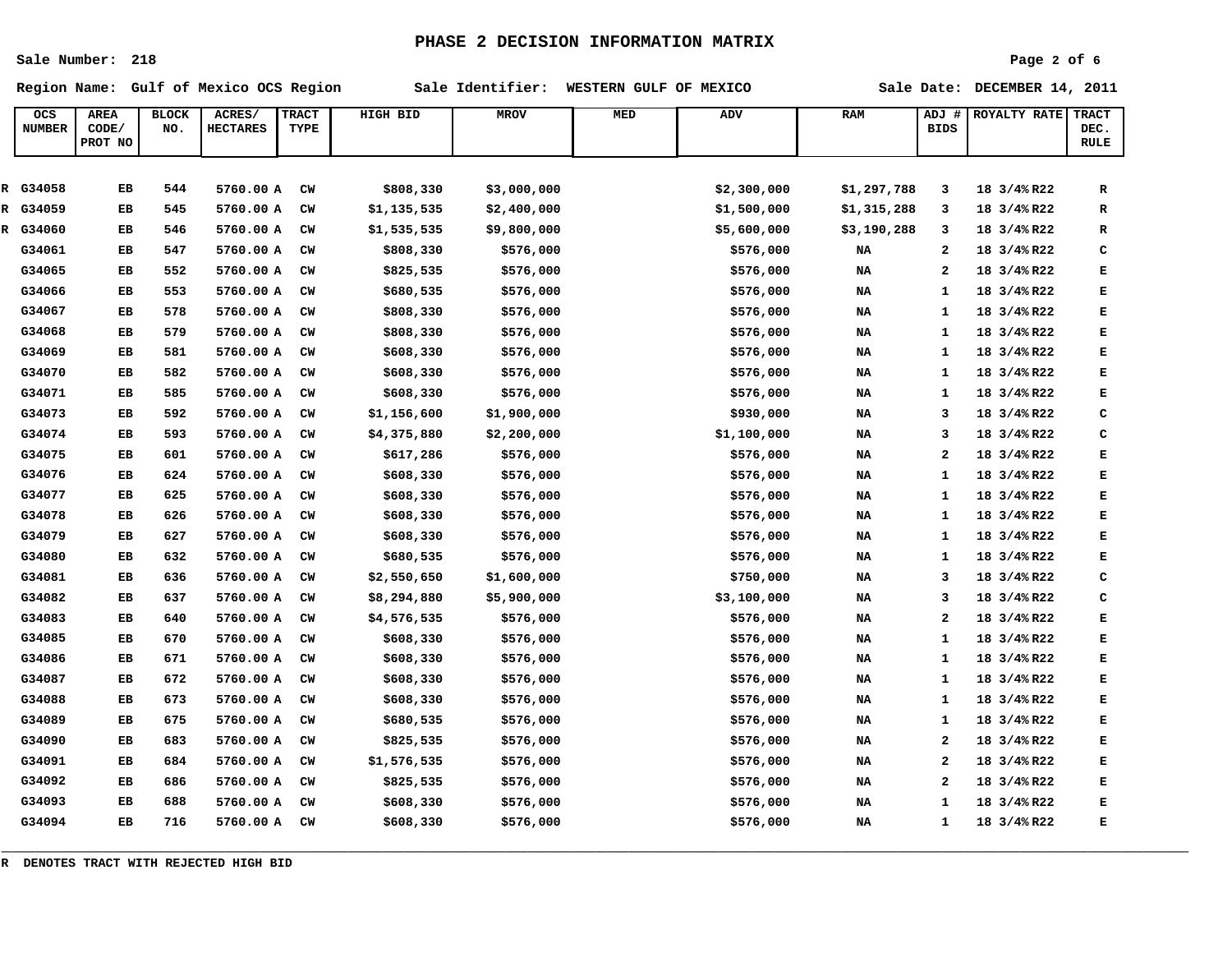# PHASE 2 DECISION INFORMATION MATRIX

Sale Number: 218

Region Name: Gulf of Mexico OCS Region Sale Identifier: WESTERN GULF OF MEXICO Sale Date: DECEMBER 14, 2011

| | OCS NUMBER | AREA CODE/ PROT NO | BLOCK NO. | ACRES/ HECTARES | TRACT TYPE | HIGH BID | MROV | MED | ADV | RAM | ADJ # BIDS | ROYALTY RATE | TRACT DEC. RULE |
|---|---|---|---|---|---|---|---|---|---|---|---|---|---|
| R | G34058 | EB | 544 | 5760.00 A | CW | $808,330 | $3,000,000 | | $2,300,000 | $1,297,788 | 3 | 18 3/4% R22 | R |
| R | G34059 | EB | 545 | 5760.00 A | CW | $1,135,535 | $2,400,000 | | $1,500,000 | $1,315,288 | 3 | 18 3/4% R22 | R |
| R | G34060 | EB | 546 | 5760.00 A | CW | $1,535,535 | $9,800,000 | | $5,600,000 | $3,190,288 | 3 | 18 3/4% R22 | R |
| | G34061 | EB | 547 | 5760.00 A | CW | $808,330 | $576,000 | | $576,000 | NA | 2 | 18 3/4% R22 | C |
| | G34065 | EB | 552 | 5760.00 A | CW | $825,535 | $576,000 | | $576,000 | NA | 2 | 18 3/4% R22 | E |
| | G34066 | EB | 553 | 5760.00 A | CW | $680,535 | $576,000 | | $576,000 | NA | 1 | 18 3/4% R22 | E |
| | G34067 | EB | 578 | 5760.00 A | CW | $808,330 | $576,000 | | $576,000 | NA | 1 | 18 3/4% R22 | E |
| | G34068 | EB | 579 | 5760.00 A | CW | $808,330 | $576,000 | | $576,000 | NA | 1 | 18 3/4% R22 | E |
| | G34069 | EB | 581 | 5760.00 A | CW | $608,330 | $576,000 | | $576,000 | NA | 1 | 18 3/4% R22 | E |
| | G34070 | EB | 582 | 5760.00 A | CW | $608,330 | $576,000 | | $576,000 | NA | 1 | 18 3/4% R22 | E |
| | G34071 | EB | 585 | 5760.00 A | CW | $608,330 | $576,000 | | $576,000 | NA | 1 | 18 3/4% R22 | E |
| | G34073 | EB | 592 | 5760.00 A | CW | $1,156,600 | $1,900,000 | | $930,000 | NA | 3 | 18 3/4% R22 | C |
| | G34074 | EB | 593 | 5760.00 A | CW | $4,375,880 | $2,200,000 | | $1,100,000 | NA | 3 | 18 3/4% R22 | C |
| | G34075 | EB | 601 | 5760.00 A | CW | $617,286 | $576,000 | | $576,000 | NA | 2 | 18 3/4% R22 | E |
| | G34076 | EB | 624 | 5760.00 A | CW | $608,330 | $576,000 | | $576,000 | NA | 1 | 18 3/4% R22 | E |
| | G34077 | EB | 625 | 5760.00 A | CW | $608,330 | $576,000 | | $576,000 | NA | 1 | 18 3/4% R22 | E |
| | G34078 | EB | 626 | 5760.00 A | CW | $608,330 | $576,000 | | $576,000 | NA | 1 | 18 3/4% R22 | E |
| | G34079 | EB | 627 | 5760.00 A | CW | $608,330 | $576,000 | | $576,000 | NA | 1 | 18 3/4% R22 | E |
| | G34080 | EB | 632 | 5760.00 A | CW | $680,535 | $576,000 | | $576,000 | NA | 1 | 18 3/4% R22 | E |
| | G34081 | EB | 636 | 5760.00 A | CW | $2,550,650 | $1,600,000 | | $750,000 | NA | 3 | 18 3/4% R22 | C |
| | G34082 | EB | 637 | 5760.00 A | CW | $8,294,880 | $5,900,000 | | $3,100,000 | NA | 3 | 18 3/4% R22 | C |
| | G34083 | EB | 640 | 5760.00 A | CW | $4,576,535 | $576,000 | | $576,000 | NA | 2 | 18 3/4% R22 | E |
| | G34085 | EB | 670 | 5760.00 A | CW | $608,330 | $576,000 | | $576,000 | NA | 1 | 18 3/4% R22 | E |
| | G34086 | EB | 671 | 5760.00 A | CW | $608,330 | $576,000 | | $576,000 | NA | 1 | 18 3/4% R22 | E |
| | G34087 | EB | 672 | 5760.00 A | CW | $608,330 | $576,000 | | $576,000 | NA | 1 | 18 3/4% R22 | E |
| | G34088 | EB | 673 | 5760.00 A | CW | $608,330 | $576,000 | | $576,000 | NA | 1 | 18 3/4% R22 | E |
| | G34089 | EB | 675 | 5760.00 A | CW | $680,535 | $576,000 | | $576,000 | NA | 1 | 18 3/4% R22 | E |
| | G34090 | EB | 683 | 5760.00 A | CW | $825,535 | $576,000 | | $576,000 | NA | 2 | 18 3/4% R22 | E |
| | G34091 | EB | 684 | 5760.00 A | CW | $1,576,535 | $576,000 | | $576,000 | NA | 2 | 18 3/4% R22 | E |
| | G34092 | EB | 686 | 5760.00 A | CW | $825,535 | $576,000 | | $576,000 | NA | 2 | 18 3/4% R22 | E |
| | G34093 | EB | 688 | 5760.00 A | CW | $608,330 | $576,000 | | $576,000 | NA | 1 | 18 3/4% R22 | E |
| | G34094 | EB | 716 | 5760.00 A | CW | $608,330 | $576,000 | | $576,000 | NA | 1 | 18 3/4% R22 | E |

R DENOTES TRACT WITH REJECTED HIGH BID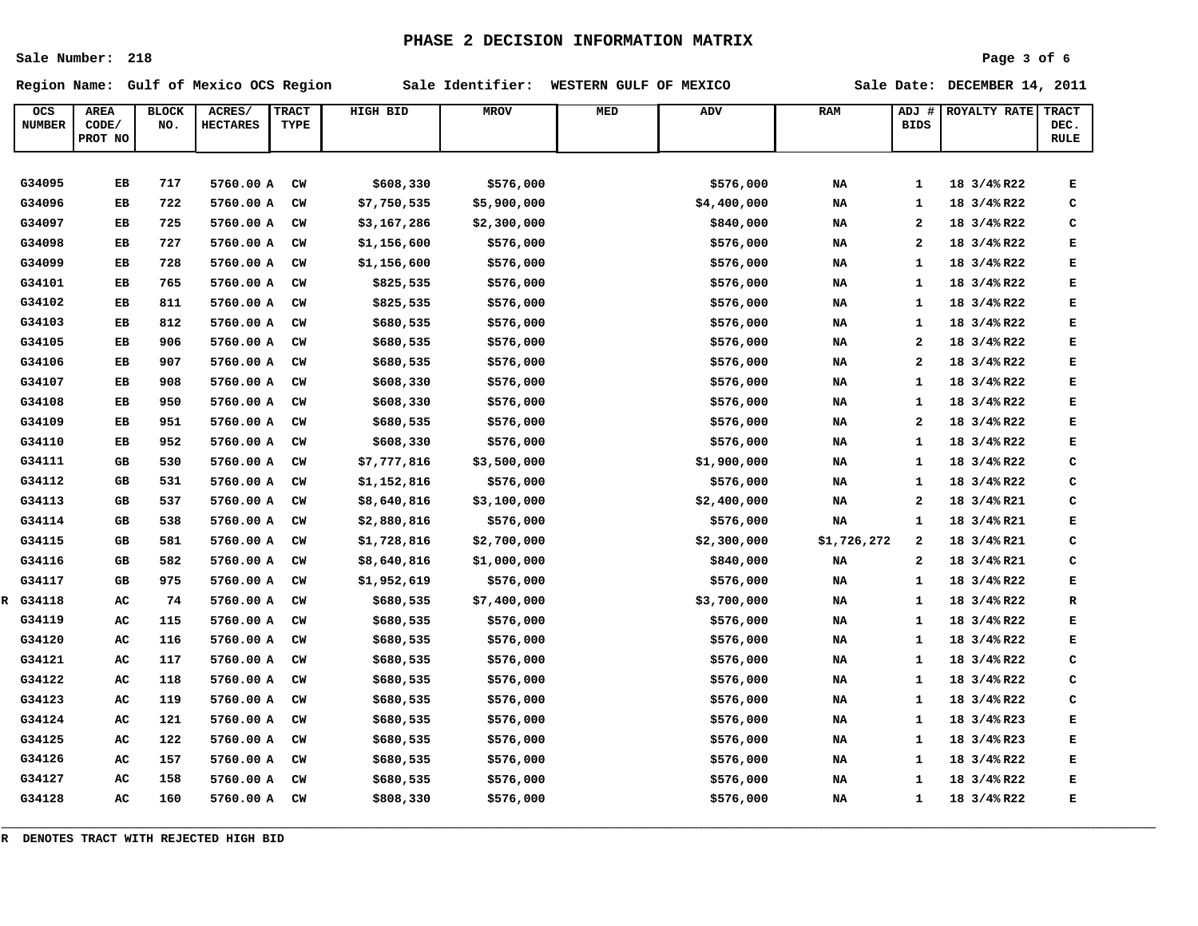# PHASE 2 DECISION INFORMATION MATRIX

Sale Number: 218

Region Name: Gulf of Mexico OCS Region Sale Identifier: WESTERN GULF OF MEXICO Sale Date: DECEMBER 14, 2011

| | OCS NUMBER | AREA CODE/ PROT NO | BLOCK NO. | ACRES/ HECTARES | TRACT TYPE | HIGH BID | MROV | MED | ADV | RAM | ADJ # BIDS | ROYALTY RATE | TRACT DEC. RULE |
|---|---|---|---|---|---|---|---|---|---|---|---|---|---|
| | G34095 | EB | 717 | 5760.00 A | CW | $608,330 | $576,000 | | $576,000 | NA | 1 | 18 3/4% R22 | E |
| | G34096 | EB | 722 | 5760.00 A | CW | $7,750,535 | $5,900,000 | | $4,400,000 | NA | 1 | 18 3/4% R22 | C |
| | G34097 | EB | 725 | 5760.00 A | CW | $3,167,286 | $2,300,000 | | $840,000 | NA | 2 | 18 3/4% R22 | C |
| | G34098 | EB | 727 | 5760.00 A | CW | $1,156,600 | $576,000 | | $576,000 | NA | 2 | 18 3/4% R22 | E |
| | G34099 | EB | 728 | 5760.00 A | CW | $1,156,600 | $576,000 | | $576,000 | NA | 1 | 18 3/4% R22 | E |
| | G34101 | EB | 765 | 5760.00 A | CW | $825,535 | $576,000 | | $576,000 | NA | 1 | 18 3/4% R22 | E |
| | G34102 | EB | 811 | 5760.00 A | CW | $825,535 | $576,000 | | $576,000 | NA | 1 | 18 3/4% R22 | E |
| | G34103 | EB | 812 | 5760.00 A | CW | $680,535 | $576,000 | | $576,000 | NA | 1 | 18 3/4% R22 | E |
| | G34105 | EB | 906 | 5760.00 A | CW | $680,535 | $576,000 | | $576,000 | NA | 2 | 18 3/4% R22 | E |
| | G34106 | EB | 907 | 5760.00 A | CW | $680,535 | $576,000 | | $576,000 | NA | 2 | 18 3/4% R22 | E |
| | G34107 | EB | 908 | 5760.00 A | CW | $608,330 | $576,000 | | $576,000 | NA | 1 | 18 3/4% R22 | E |
| | G34108 | EB | 950 | 5760.00 A | CW | $608,330 | $576,000 | | $576,000 | NA | 1 | 18 3/4% R22 | E |
| | G34109 | EB | 951 | 5760.00 A | CW | $680,535 | $576,000 | | $576,000 | NA | 2 | 18 3/4% R22 | E |
| | G34110 | EB | 952 | 5760.00 A | CW | $608,330 | $576,000 | | $576,000 | NA | 1 | 18 3/4% R22 | E |
| | G34111 | GB | 530 | 5760.00 A | CW | $7,777,816 | $3,500,000 | | $1,900,000 | NA | 1 | 18 3/4% R22 | C |
| | G34112 | GB | 531 | 5760.00 A | CW | $1,152,816 | $576,000 | | $576,000 | NA | 1 | 18 3/4% R22 | C |
| | G34113 | GB | 537 | 5760.00 A | CW | $8,640,816 | $3,100,000 | | $2,400,000 | NA | 2 | 18 3/4% R21 | C |
| | G34114 | GB | 538 | 5760.00 A | CW | $2,880,816 | $576,000 | | $576,000 | NA | 1 | 18 3/4% R21 | E |
| | G34115 | GB | 581 | 5760.00 A | CW | $1,728,816 | $2,700,000 | | $2,300,000 | $1,726,272 | 2 | 18 3/4% R21 | C |
| | G34116 | GB | 582 | 5760.00 A | CW | $8,640,816 | $1,000,000 | | $840,000 | NA | 2 | 18 3/4% R21 | C |
| | G34117 | GB | 975 | 5760.00 A | CW | $1,952,619 | $576,000 | | $576,000 | NA | 1 | 18 3/4% R22 | E |
| R | G34118 | AC | 74 | 5760.00 A | CW | $680,535 | $7,400,000 | | $3,700,000 | NA | 1 | 18 3/4% R22 | R |
| | G34119 | AC | 115 | 5760.00 A | CW | $680,535 | $576,000 | | $576,000 | NA | 1 | 18 3/4% R22 | E |
| | G34120 | AC | 116 | 5760.00 A | CW | $680,535 | $576,000 | | $576,000 | NA | 1 | 18 3/4% R22 | E |
| | G34121 | AC | 117 | 5760.00 A | CW | $680,535 | $576,000 | | $576,000 | NA | 1 | 18 3/4% R22 | C |
| | G34122 | AC | 118 | 5760.00 A | CW | $680,535 | $576,000 | | $576,000 | NA | 1 | 18 3/4% R22 | C |
| | G34123 | AC | 119 | 5760.00 A | CW | $680,535 | $576,000 | | $576,000 | NA | 1 | 18 3/4% R22 | C |
| | G34124 | AC | 121 | 5760.00 A | CW | $680,535 | $576,000 | | $576,000 | NA | 1 | 18 3/4% R23 | E |
| | G34125 | AC | 122 | 5760.00 A | CW | $680,535 | $576,000 | | $576,000 | NA | 1 | 18 3/4% R23 | E |
| | G34126 | AC | 157 | 5760.00 A | CW | $680,535 | $576,000 | | $576,000 | NA | 1 | 18 3/4% R22 | E |
| | G34127 | AC | 158 | 5760.00 A | CW | $680,535 | $576,000 | | $576,000 | NA | 1 | 18 3/4% R22 | E |
| | G34128 | AC | 160 | 5760.00 A | CW | $808,330 | $576,000 | | $576,000 | NA | 1 | 18 3/4% R22 | E |

R DENOTES TRACT WITH REJECTED HIGH BID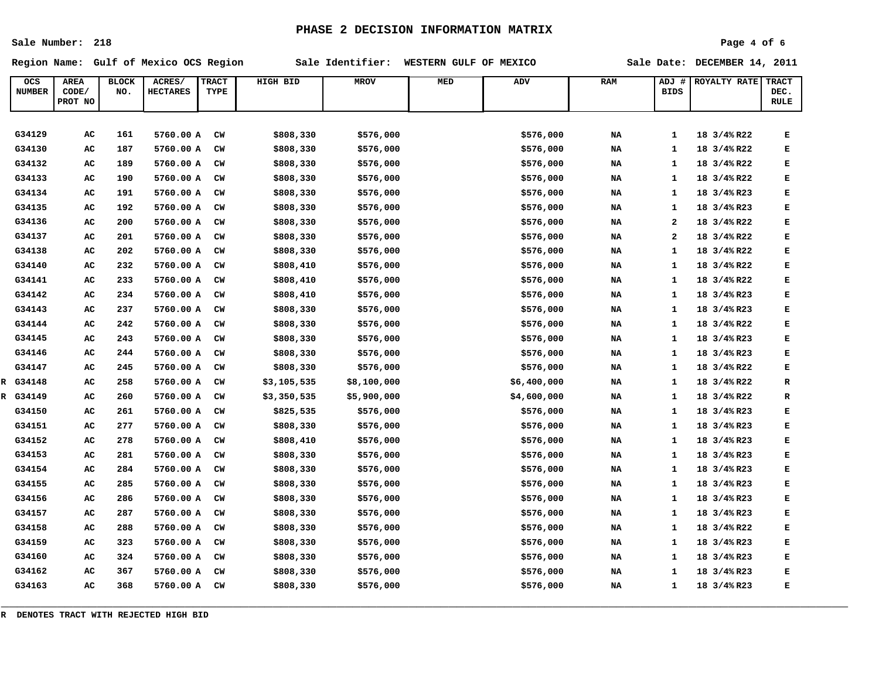# PHASE 2 DECISION INFORMATION MATRIX

Sale Number: 218

Region Name: Gulf of Mexico OCS Region    Sale Identifier: WESTERN GULF OF MEXICO    Sale Date: DECEMBER 14, 2011

| | OCS NUMBER | AREA CODE/ PROT NO | BLOCK NO. | ACRES/ HECTARES | TRACT TYPE | HIGH BID | MROV | MED | ADV | RAM | ADJ # BIDS | ROYALTY RATE | TRACT DEC. RULE |
|---|---|---|---|---|---|---|---|---|---|---|---|---|---|
| | G34129 | AC | 161 | 5760.00 A | CW | $808,330 | $576,000 | | $576,000 | NA | 1 | 18 3/4% R22 | E |
| | G34130 | AC | 187 | 5760.00 A | CW | $808,330 | $576,000 | | $576,000 | NA | 1 | 18 3/4% R22 | E |
| | G34132 | AC | 189 | 5760.00 A | CW | $808,330 | $576,000 | | $576,000 | NA | 1 | 18 3/4% R22 | E |
| | G34133 | AC | 190 | 5760.00 A | CW | $808,330 | $576,000 | | $576,000 | NA | 1 | 18 3/4% R22 | E |
| | G34134 | AC | 191 | 5760.00 A | CW | $808,330 | $576,000 | | $576,000 | NA | 1 | 18 3/4% R23 | E |
| | G34135 | AC | 192 | 5760.00 A | CW | $808,330 | $576,000 | | $576,000 | NA | 1 | 18 3/4% R23 | E |
| | G34136 | AC | 200 | 5760.00 A | CW | $808,330 | $576,000 | | $576,000 | NA | 2 | 18 3/4% R22 | E |
| | G34137 | AC | 201 | 5760.00 A | CW | $808,330 | $576,000 | | $576,000 | NA | 2 | 18 3/4% R22 | E |
| | G34138 | AC | 202 | 5760.00 A | CW | $808,330 | $576,000 | | $576,000 | NA | 1 | 18 3/4% R22 | E |
| | G34140 | AC | 232 | 5760.00 A | CW | $808,410 | $576,000 | | $576,000 | NA | 1 | 18 3/4% R22 | E |
| | G34141 | AC | 233 | 5760.00 A | CW | $808,410 | $576,000 | | $576,000 | NA | 1 | 18 3/4% R22 | E |
| | G34142 | AC | 234 | 5760.00 A | CW | $808,410 | $576,000 | | $576,000 | NA | 1 | 18 3/4% R23 | E |
| | G34143 | AC | 237 | 5760.00 A | CW | $808,330 | $576,000 | | $576,000 | NA | 1 | 18 3/4% R23 | E |
| | G34144 | AC | 242 | 5760.00 A | CW | $808,330 | $576,000 | | $576,000 | NA | 1 | 18 3/4% R22 | E |
| | G34145 | AC | 243 | 5760.00 A | CW | $808,330 | $576,000 | | $576,000 | NA | 1 | 18 3/4% R23 | E |
| | G34146 | AC | 244 | 5760.00 A | CW | $808,330 | $576,000 | | $576,000 | NA | 1 | 18 3/4% R23 | E |
| | G34147 | AC | 245 | 5760.00 A | CW | $808,330 | $576,000 | | $576,000 | NA | 1 | 18 3/4% R22 | E |
| R | G34148 | AC | 258 | 5760.00 A | CW | $3,105,535 | $8,100,000 | | $6,400,000 | NA | 1 | 18 3/4% R22 | R |
| R | G34149 | AC | 260 | 5760.00 A | CW | $3,350,535 | $5,900,000 | | $4,600,000 | NA | 1 | 18 3/4% R22 | R |
| | G34150 | AC | 261 | 5760.00 A | CW | $825,535 | $576,000 | | $576,000 | NA | 1 | 18 3/4% R23 | E |
| | G34151 | AC | 277 | 5760.00 A | CW | $808,330 | $576,000 | | $576,000 | NA | 1 | 18 3/4% R23 | E |
| | G34152 | AC | 278 | 5760.00 A | CW | $808,410 | $576,000 | | $576,000 | NA | 1 | 18 3/4% R23 | E |
| | G34153 | AC | 281 | 5760.00 A | CW | $808,330 | $576,000 | | $576,000 | NA | 1 | 18 3/4% R23 | E |
| | G34154 | AC | 284 | 5760.00 A | CW | $808,330 | $576,000 | | $576,000 | NA | 1 | 18 3/4% R23 | E |
| | G34155 | AC | 285 | 5760.00 A | CW | $808,330 | $576,000 | | $576,000 | NA | 1 | 18 3/4% R23 | E |
| | G34156 | AC | 286 | 5760.00 A | CW | $808,330 | $576,000 | | $576,000 | NA | 1 | 18 3/4% R23 | E |
| | G34157 | AC | 287 | 5760.00 A | CW | $808,330 | $576,000 | | $576,000 | NA | 1 | 18 3/4% R23 | E |
| | G34158 | AC | 288 | 5760.00 A | CW | $808,330 | $576,000 | | $576,000 | NA | 1 | 18 3/4% R22 | E |
| | G34159 | AC | 323 | 5760.00 A | CW | $808,330 | $576,000 | | $576,000 | NA | 1 | 18 3/4% R23 | E |
| | G34160 | AC | 324 | 5760.00 A | CW | $808,330 | $576,000 | | $576,000 | NA | 1 | 18 3/4% R23 | E |
| | G34162 | AC | 367 | 5760.00 A | CW | $808,330 | $576,000 | | $576,000 | NA | 1 | 18 3/4% R23 | E |
| | G34163 | AC | 368 | 5760.00 A | CW | $808,330 | $576,000 | | $576,000 | NA | 1 | 18 3/4% R23 | E |

R DENOTES TRACT WITH REJECTED HIGH BID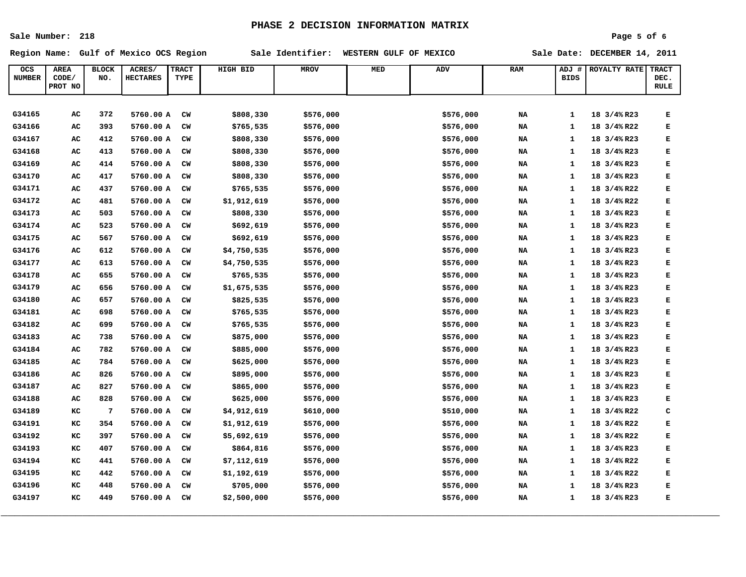# PHASE 2 DECISION INFORMATION MATRIX

Sale Number: 218

Region Name: Gulf of Mexico OCS Region &nbsp;&nbsp;&nbsp; Sale Identifier: WESTERN GULF OF MEXICO &nbsp;&nbsp;&nbsp; Sale Date: DECEMBER 14, 2011

| OCS NUMBER | AREA CODE/ PROT NO | BLOCK NO. | ACRES/ HECTARES | TRACT TYPE | HIGH BID | MROV | MED | ADV | RAM | ADJ # BIDS | ROYALTY RATE | TRACT DEC. RULE |
|---|---|---|---|---|---|---|---|---|---|---|---|---|
| G34165 | AC | 372 | 5760.00 A | CW | $808,330 | $576,000 | | $576,000 | NA | 1 | 18 3/4% R23 | E |
| G34166 | AC | 393 | 5760.00 A | CW | $765,535 | $576,000 | | $576,000 | NA | 1 | 18 3/4% R22 | E |
| G34167 | AC | 412 | 5760.00 A | CW | $808,330 | $576,000 | | $576,000 | NA | 1 | 18 3/4% R23 | E |
| G34168 | AC | 413 | 5760.00 A | CW | $808,330 | $576,000 | | $576,000 | NA | 1 | 18 3/4% R23 | E |
| G34169 | AC | 414 | 5760.00 A | CW | $808,330 | $576,000 | | $576,000 | NA | 1 | 18 3/4% R23 | E |
| G34170 | AC | 417 | 5760.00 A | CW | $808,330 | $576,000 | | $576,000 | NA | 1 | 18 3/4% R23 | E |
| G34171 | AC | 437 | 5760.00 A | CW | $765,535 | $576,000 | | $576,000 | NA | 1 | 18 3/4% R22 | E |
| G34172 | AC | 481 | 5760.00 A | CW | $1,912,619 | $576,000 | | $576,000 | NA | 1 | 18 3/4% R22 | E |
| G34173 | AC | 503 | 5760.00 A | CW | $808,330 | $576,000 | | $576,000 | NA | 1 | 18 3/4% R23 | E |
| G34174 | AC | 523 | 5760.00 A | CW | $692,619 | $576,000 | | $576,000 | NA | 1 | 18 3/4% R23 | E |
| G34175 | AC | 567 | 5760.00 A | CW | $692,619 | $576,000 | | $576,000 | NA | 1 | 18 3/4% R23 | E |
| G34176 | AC | 612 | 5760.00 A | CW | $4,750,535 | $576,000 | | $576,000 | NA | 1 | 18 3/4% R23 | E |
| G34177 | AC | 613 | 5760.00 A | CW | $4,750,535 | $576,000 | | $576,000 | NA | 1 | 18 3/4% R23 | E |
| G34178 | AC | 655 | 5760.00 A | CW | $765,535 | $576,000 | | $576,000 | NA | 1 | 18 3/4% R23 | E |
| G34179 | AC | 656 | 5760.00 A | CW | $1,675,535 | $576,000 | | $576,000 | NA | 1 | 18 3/4% R23 | E |
| G34180 | AC | 657 | 5760.00 A | CW | $825,535 | $576,000 | | $576,000 | NA | 1 | 18 3/4% R23 | E |
| G34181 | AC | 698 | 5760.00 A | CW | $765,535 | $576,000 | | $576,000 | NA | 1 | 18 3/4% R23 | E |
| G34182 | AC | 699 | 5760.00 A | CW | $765,535 | $576,000 | | $576,000 | NA | 1 | 18 3/4% R23 | E |
| G34183 | AC | 738 | 5760.00 A | CW | $875,000 | $576,000 | | $576,000 | NA | 1 | 18 3/4% R23 | E |
| G34184 | AC | 782 | 5760.00 A | CW | $885,000 | $576,000 | | $576,000 | NA | 1 | 18 3/4% R23 | E |
| G34185 | AC | 784 | 5760.00 A | CW | $625,000 | $576,000 | | $576,000 | NA | 1 | 18 3/4% R23 | E |
| G34186 | AC | 826 | 5760.00 A | CW | $895,000 | $576,000 | | $576,000 | NA | 1 | 18 3/4% R23 | E |
| G34187 | AC | 827 | 5760.00 A | CW | $865,000 | $576,000 | | $576,000 | NA | 1 | 18 3/4% R23 | E |
| G34188 | AC | 828 | 5760.00 A | CW | $625,000 | $576,000 | | $576,000 | NA | 1 | 18 3/4% R23 | E |
| G34189 | KC | 7 | 5760.00 A | CW | $4,912,619 | $610,000 | | $510,000 | NA | 1 | 18 3/4% R22 | C |
| G34191 | KC | 354 | 5760.00 A | CW | $1,912,619 | $576,000 | | $576,000 | NA | 1 | 18 3/4% R22 | E |
| G34192 | KC | 397 | 5760.00 A | CW | $5,692,619 | $576,000 | | $576,000 | NA | 1 | 18 3/4% R22 | E |
| G34193 | KC | 407 | 5760.00 A | CW | $864,816 | $576,000 | | $576,000 | NA | 1 | 18 3/4% R23 | E |
| G34194 | KC | 441 | 5760.00 A | CW | $7,112,619 | $576,000 | | $576,000 | NA | 1 | 18 3/4% R22 | E |
| G34195 | KC | 442 | 5760.00 A | CW | $1,192,619 | $576,000 | | $576,000 | NA | 1 | 18 3/4% R22 | E |
| G34196 | KC | 448 | 5760.00 A | CW | $705,000 | $576,000 | | $576,000 | NA | 1 | 18 3/4% R23 | E |
| G34197 | KC | 449 | 5760.00 A | CW | $2,500,000 | $576,000 | | $576,000 | NA | 1 | 18 3/4% R23 | E |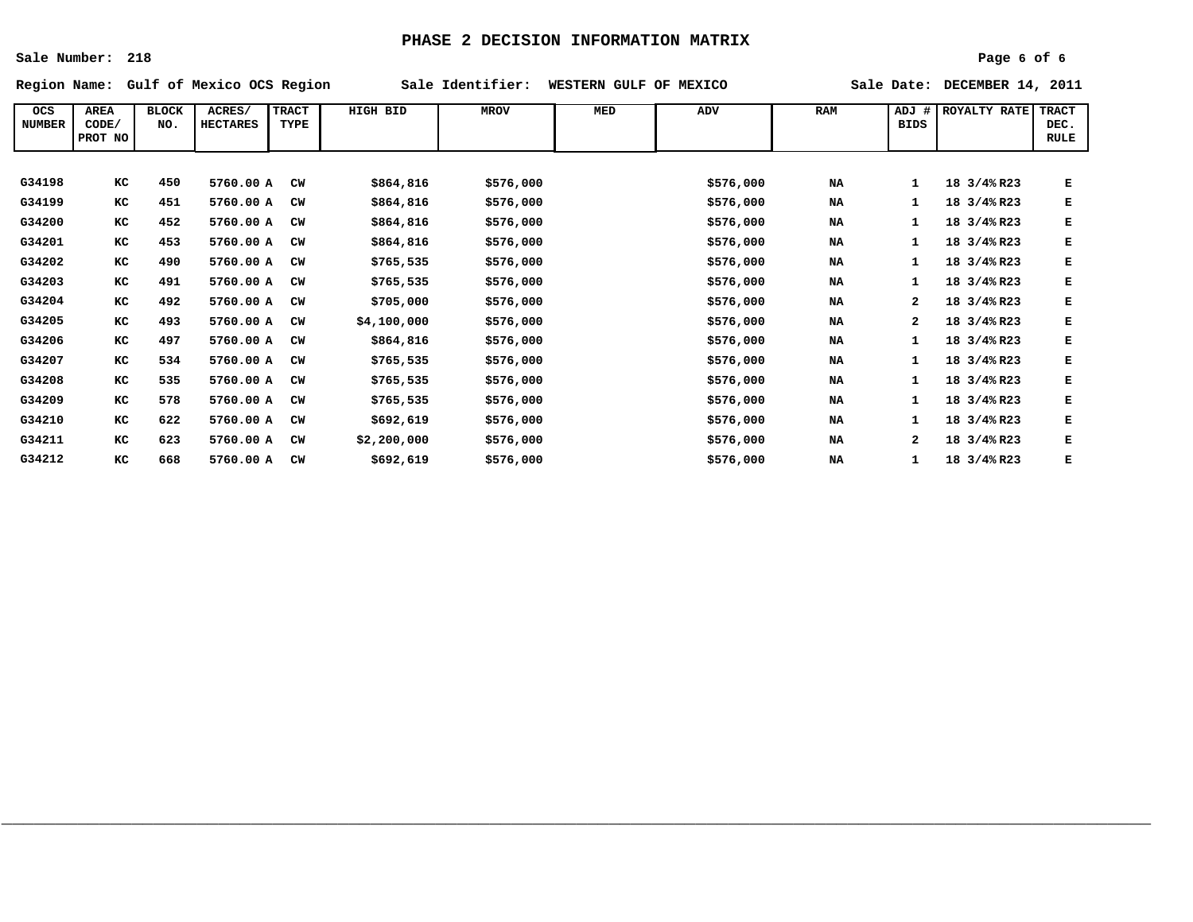# PHASE 2 DECISION INFORMATION MATRIX

Sale Number: 218

Region Name: Gulf of Mexico OCS Region    Sale Identifier: WESTERN GULF OF MEXICO    Sale Date: DECEMBER 14, 2011

| OCS NUMBER | AREA CODE/ PROT NO | BLOCK NO. | ACRES/ HECTARES | TRACT TYPE | HIGH BID | MROV | MED | ADV | RAM | ADJ # BIDS | ROYALTY RATE | TRACT DEC. RULE |
|---|---|---|---|---|---|---|---|---|---|---|---|---|
| G34198 | KC | 450 | 5760.00 A | CW | $864,816 | $576,000 | | $576,000 | NA | 1 | 18 3/4% R23 | E |
| G34199 | KC | 451 | 5760.00 A | CW | $864,816 | $576,000 | | $576,000 | NA | 1 | 18 3/4% R23 | E |
| G34200 | KC | 452 | 5760.00 A | CW | $864,816 | $576,000 | | $576,000 | NA | 1 | 18 3/4% R23 | E |
| G34201 | KC | 453 | 5760.00 A | CW | $864,816 | $576,000 | | $576,000 | NA | 1 | 18 3/4% R23 | E |
| G34202 | KC | 490 | 5760.00 A | CW | $765,535 | $576,000 | | $576,000 | NA | 1 | 18 3/4% R23 | E |
| G34203 | KC | 491 | 5760.00 A | CW | $765,535 | $576,000 | | $576,000 | NA | 1 | 18 3/4% R23 | E |
| G34204 | KC | 492 | 5760.00 A | CW | $705,000 | $576,000 | | $576,000 | NA | 2 | 18 3/4% R23 | E |
| G34205 | KC | 493 | 5760.00 A | CW | $4,100,000 | $576,000 | | $576,000 | NA | 2 | 18 3/4% R23 | E |
| G34206 | KC | 497 | 5760.00 A | CW | $864,816 | $576,000 | | $576,000 | NA | 1 | 18 3/4% R23 | E |
| G34207 | KC | 534 | 5760.00 A | CW | $765,535 | $576,000 | | $576,000 | NA | 1 | 18 3/4% R23 | E |
| G34208 | KC | 535 | 5760.00 A | CW | $765,535 | $576,000 | | $576,000 | NA | 1 | 18 3/4% R23 | E |
| G34209 | KC | 578 | 5760.00 A | CW | $765,535 | $576,000 | | $576,000 | NA | 1 | 18 3/4% R23 | E |
| G34210 | KC | 622 | 5760.00 A | CW | $692,619 | $576,000 | | $576,000 | NA | 1 | 18 3/4% R23 | E |
| G34211 | KC | 623 | 5760.00 A | CW | $2,200,000 | $576,000 | | $576,000 | NA | 2 | 18 3/4% R23 | E |
| G34212 | KC | 668 | 5760.00 A | CW | $692,619 | $576,000 | | $576,000 | NA | 1 | 18 3/4% R23 | E |